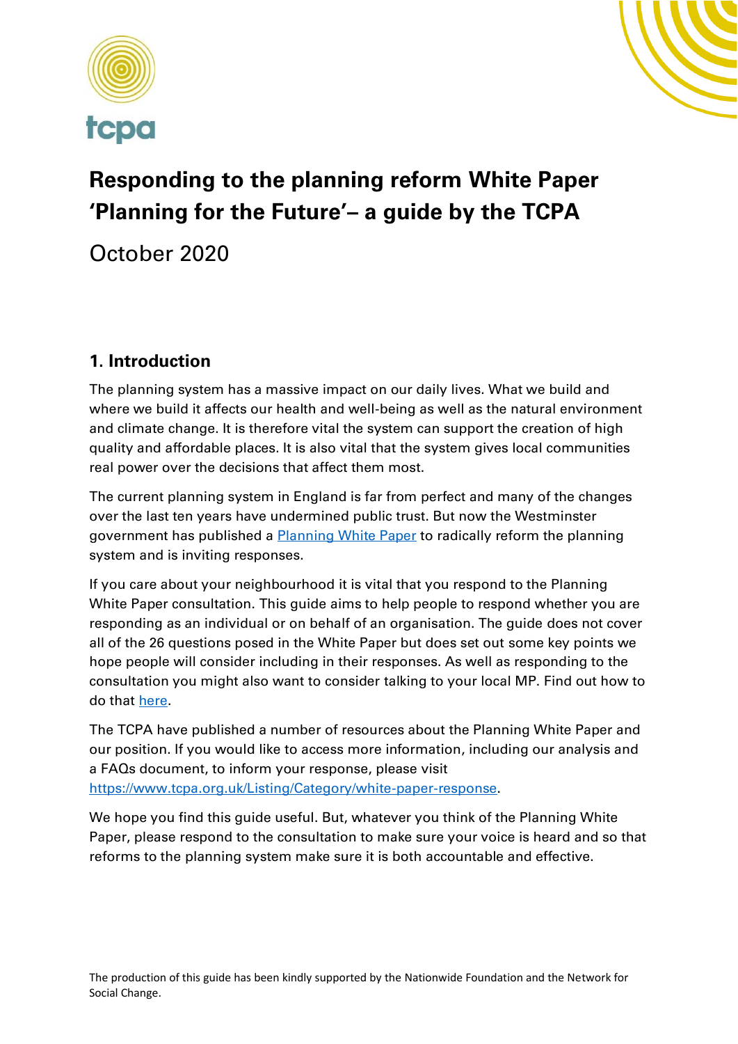# Responding to the planning reform White Paper 'Planning for the Future'– a guide by the TCPA

October 2020

## 1. Introduction

The planning system has a massive impact on our daily lives. What we build and where we build it affects our health and well-being as well as the natural environment and climate change. It is therefore vital the system can support the creation of high quality and affordable places. It is also vital that the system gives local communities real power over the decisions that affect them most.

The current planning system in England is far from perfect and many of the changes over the last ten years have undermined public trust. But now the Westminster government has published a [Planning White Paper]() to radically reform the planning system and is inviting responses.

If you care about your neighbourhood it is vital that you respond to the Planning White Paper consultation. This guide aims to help people to respond whether you are responding as an individual or on behalf of an organisation. The guide does not cover all of the 26 questions posed in the White Paper but does set out some key points we hope people will consider including in their responses. As well as responding to the consultation you might also want to consider talking to your local MP. Find out how to do that [here]().

The TCPA have published a number of resources about the Planning White Paper and our position. If you would like to access more information, including our analysis and a FAQs document, to inform your response, please visit https://www.tcpa.org.uk/Listing/Category/white-paper-response.

We hope you find this guide useful. But, whatever you think of the Planning White Paper, please respond to the consultation to make sure your voice is heard and so that reforms to the planning system make sure it is both accountable and effective.

The production of this guide has been kindly supported by the Nationwide Foundation and the Network for Social Change.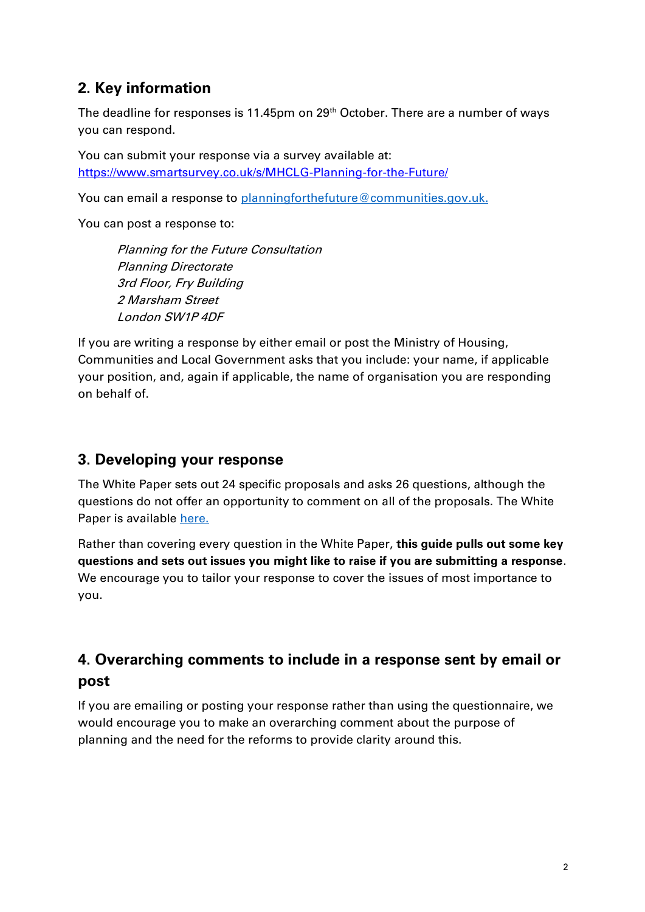## 2. Key information

The deadline for responses is 11.45pm on 29th October. There are a number of ways you can respond.

You can submit your response via a survey available at: [https://www.smartsurvey.co.uk/s/MHCLG-Planning-for-the-Future/](https://www.smartsurvey.co.uk/s/MHCLG-Planning-for-the-Future/)

You can email a response to [planningforthefuture@communities.gov.uk.](mailto:planningforthefuture@communities.gov.uk)

You can post a response to:

> *Planning for the Future Consultation*
> *Planning Directorate*
> *3rd Floor, Fry Building*
> *2 Marsham Street*
> *London SW1P 4DF*

If you are writing a response by either email or post the Ministry of Housing, Communities and Local Government asks that you include: your name, if applicable your position, and, again if applicable, the name of organisation you are responding on behalf of.

## 3. Developing your response

The White Paper sets out 24 specific proposals and asks 26 questions, although the questions do not offer an opportunity to comment on all of the proposals. The White Paper is available here.

Rather than covering every question in the White Paper, **this guide pulls out some key questions and sets out issues you might like to raise if you are submitting a response**. We encourage you to tailor your response to cover the issues of most importance to you.

## 4. Overarching comments to include in a response sent by email or post

If you are emailing or posting your response rather than using the questionnaire, we would encourage you to make an overarching comment about the purpose of planning and the need for the reforms to provide clarity around this.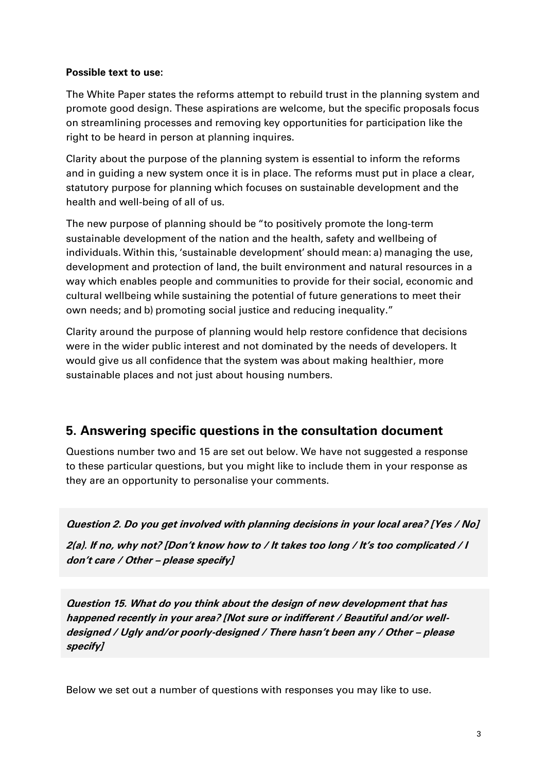**Possible text to use:**

The White Paper states the reforms attempt to rebuild trust in the planning system and promote good design. These aspirations are welcome, but the specific proposals focus on streamlining processes and removing key opportunities for participation like the right to be heard in person at planning inquires.

Clarity about the purpose of the planning system is essential to inform the reforms and in guiding a new system once it is in place. The reforms must put in place a clear, statutory purpose for planning which focuses on sustainable development and the health and well-being of all of us.

The new purpose of planning should be "to positively promote the long-term sustainable development of the nation and the health, safety and wellbeing of individuals. Within this, 'sustainable development' should mean: a) managing the use, development and protection of land, the built environment and natural resources in a way which enables people and communities to provide for their social, economic and cultural wellbeing while sustaining the potential of future generations to meet their own needs; and b) promoting social justice and reducing inequality."

Clarity around the purpose of planning would help restore confidence that decisions were in the wider public interest and not dominated by the needs of developers. It would give us all confidence that the system was about making healthier, more sustainable places and not just about housing numbers.

## 5. Answering specific questions in the consultation document

Questions number two and 15 are set out below. We have not suggested a response to these particular questions, but you might like to include them in your response as they are an opportunity to personalise your comments.

***Question 2. Do you get involved with planning decisions in your local area? [Yes / No]***

***2(a). If no, why not? [Don't know how to / It takes too long / It's too complicated / I don't care / Other – please specify]***

***Question 15. What do you think about the design of new development that has happened recently in your area? [Not sure or indifferent / Beautiful and/or well-designed / Ugly and/or poorly-designed / There hasn't been any / Other – please specify]***

Below we set out a number of questions with responses you may like to use.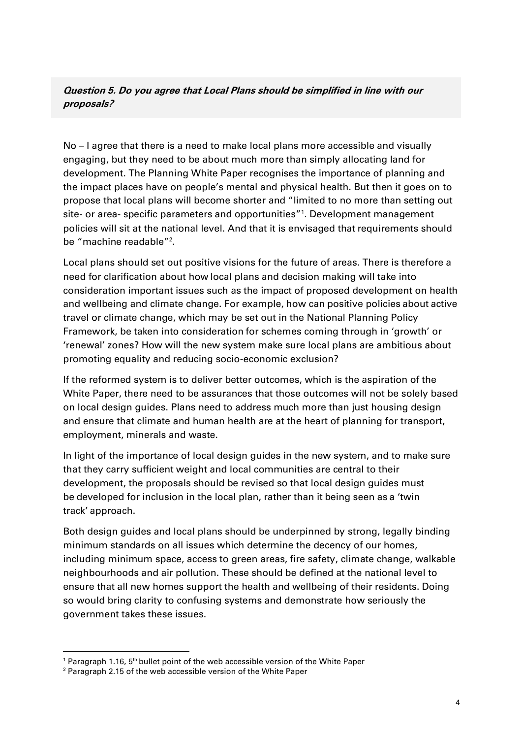***Question 5. Do you agree that Local Plans should be simplified in line with our proposals?***

No – I agree that there is a need to make local plans more accessible and visually engaging, but they need to be about much more than simply allocating land for development. The Planning White Paper recognises the importance of planning and the impact places have on people's mental and physical health. But then it goes on to propose that local plans will become shorter and "limited to no more than setting out site- or area- specific parameters and opportunities"[1]. Development management policies will sit at the national level. And that it is envisaged that requirements should be "machine readable"[2].

Local plans should set out positive visions for the future of areas. There is therefore a need for clarification about how local plans and decision making will take into consideration important issues such as the impact of proposed development on health and wellbeing and climate change. For example, how can positive policies about active travel or climate change, which may be set out in the National Planning Policy Framework, be taken into consideration for schemes coming through in 'growth' or 'renewal' zones? How will the new system make sure local plans are ambitious about promoting equality and reducing socio-economic exclusion?

If the reformed system is to deliver better outcomes, which is the aspiration of the White Paper, there need to be assurances that those outcomes will not be solely based on local design guides. Plans need to address much more than just housing design and ensure that climate and human health are at the heart of planning for transport, employment, minerals and waste.

In light of the importance of local design guides in the new system, and to make sure that they carry sufficient weight and local communities are central to their development, the proposals should be revised so that local design guides must be developed for inclusion in the local plan, rather than it being seen as a 'twin track' approach.

Both design guides and local plans should be underpinned by strong, legally binding minimum standards on all issues which determine the decency of our homes, including minimum space, access to green areas, fire safety, climate change, walkable neighbourhoods and air pollution. These should be defined at the national level to ensure that all new homes support the health and wellbeing of their residents. Doing so would bring clarity to confusing systems and demonstrate how seriously the government takes these issues.

---

[1] Paragraph 1.16, 5th bullet point of the web accessible version of the White Paper

[2] Paragraph 2.15 of the web accessible version of the White Paper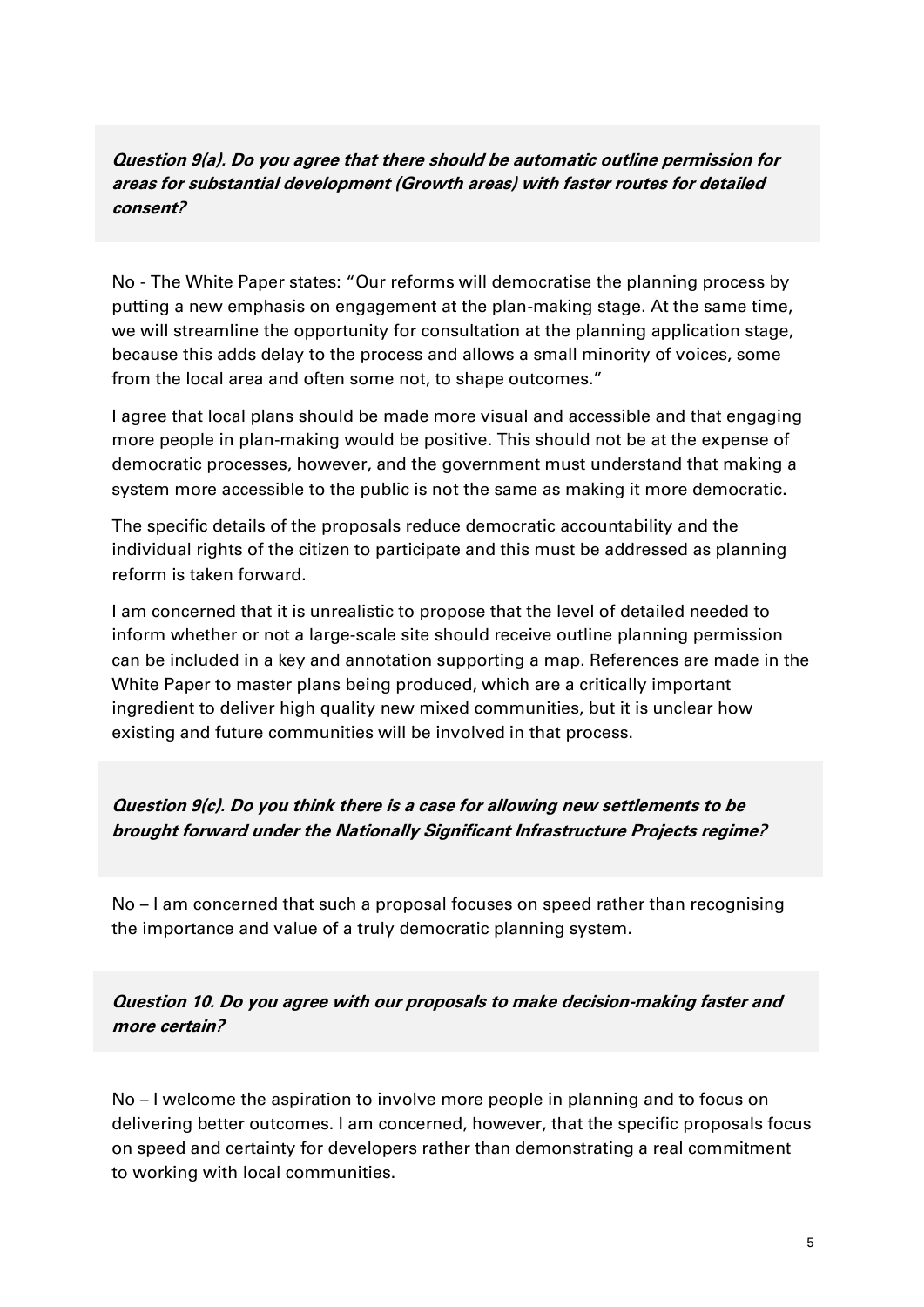***Question 9(a). Do you agree that there should be automatic outline permission for areas for substantial development (Growth areas) with faster routes for detailed consent?***

No - The White Paper states: "Our reforms will democratise the planning process by putting a new emphasis on engagement at the plan-making stage. At the same time, we will streamline the opportunity for consultation at the planning application stage, because this adds delay to the process and allows a small minority of voices, some from the local area and often some not, to shape outcomes."

I agree that local plans should be made more visual and accessible and that engaging more people in plan-making would be positive. This should not be at the expense of democratic processes, however, and the government must understand that making a system more accessible to the public is not the same as making it more democratic.

The specific details of the proposals reduce democratic accountability and the individual rights of the citizen to participate and this must be addressed as planning reform is taken forward.

I am concerned that it is unrealistic to propose that the level of detailed needed to inform whether or not a large-scale site should receive outline planning permission can be included in a key and annotation supporting a map. References are made in the White Paper to master plans being produced, which are a critically important ingredient to deliver high quality new mixed communities, but it is unclear how existing and future communities will be involved in that process.

***Question 9(c). Do you think there is a case for allowing new settlements to be brought forward under the Nationally Significant Infrastructure Projects regime?***

No – I am concerned that such a proposal focuses on speed rather than recognising the importance and value of a truly democratic planning system.

***Question 10. Do you agree with our proposals to make decision-making faster and more certain?***

No – I welcome the aspiration to involve more people in planning and to focus on delivering better outcomes. I am concerned, however, that the specific proposals focus on speed and certainty for developers rather than demonstrating a real commitment to working with local communities.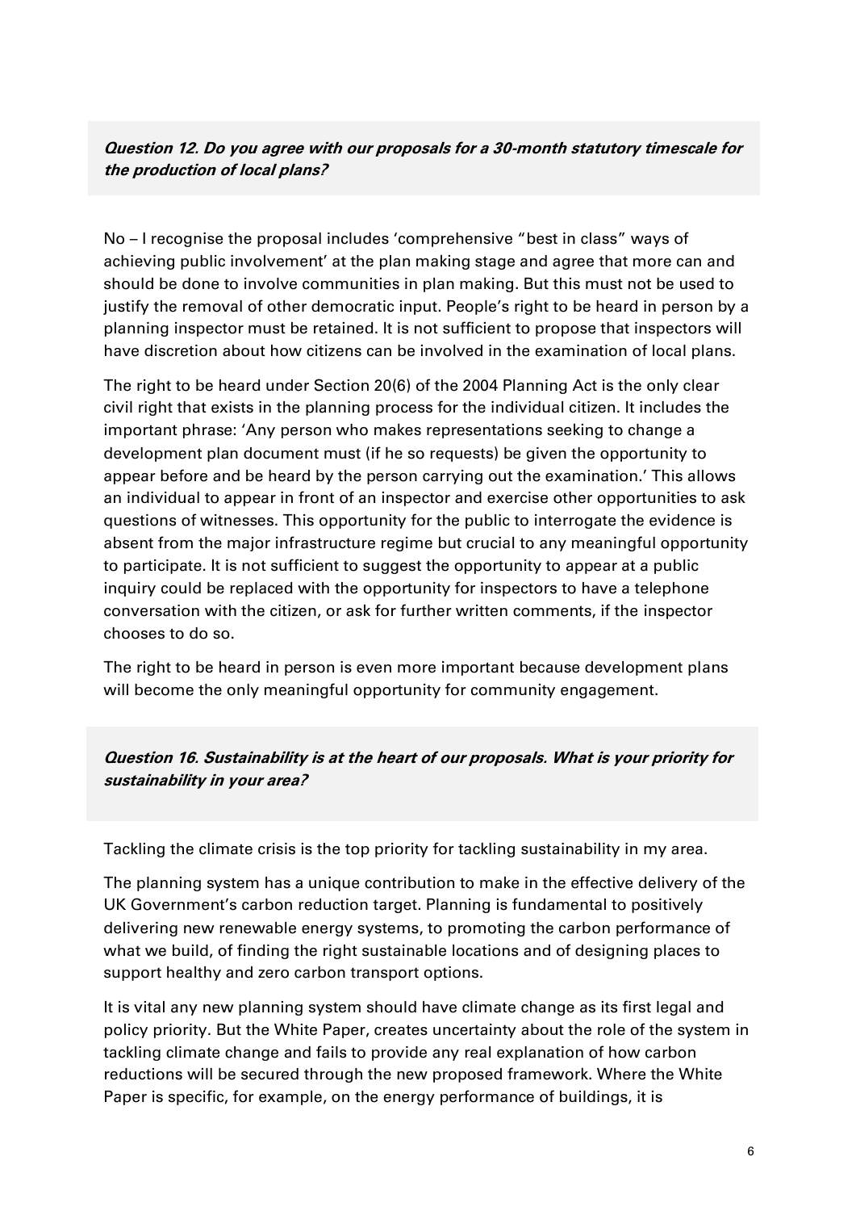***Question 12. Do you agree with our proposals for a 30-month statutory timescale for the production of local plans?***

No – I recognise the proposal includes 'comprehensive "best in class" ways of achieving public involvement' at the plan making stage and agree that more can and should be done to involve communities in plan making. But this must not be used to justify the removal of other democratic input. People's right to be heard in person by a planning inspector must be retained. It is not sufficient to propose that inspectors will have discretion about how citizens can be involved in the examination of local plans.

The right to be heard under Section 20(6) of the 2004 Planning Act is the only clear civil right that exists in the planning process for the individual citizen. It includes the important phrase: 'Any person who makes representations seeking to change a development plan document must (if he so requests) be given the opportunity to appear before and be heard by the person carrying out the examination.' This allows an individual to appear in front of an inspector and exercise other opportunities to ask questions of witnesses. This opportunity for the public to interrogate the evidence is absent from the major infrastructure regime but crucial to any meaningful opportunity to participate. It is not sufficient to suggest the opportunity to appear at a public inquiry could be replaced with the opportunity for inspectors to have a telephone conversation with the citizen, or ask for further written comments, if the inspector chooses to do so.

The right to be heard in person is even more important because development plans will become the only meaningful opportunity for community engagement.

***Question 16. Sustainability is at the heart of our proposals. What is your priority for sustainability in your area?***

Tackling the climate crisis is the top priority for tackling sustainability in my area.

The planning system has a unique contribution to make in the effective delivery of the UK Government's carbon reduction target. Planning is fundamental to positively delivering new renewable energy systems, to promoting the carbon performance of what we build, of finding the right sustainable locations and of designing places to support healthy and zero carbon transport options.

It is vital any new planning system should have climate change as its first legal and policy priority. But the White Paper, creates uncertainty about the role of the system in tackling climate change and fails to provide any real explanation of how carbon reductions will be secured through the new proposed framework. Where the White Paper is specific, for example, on the energy performance of buildings, it is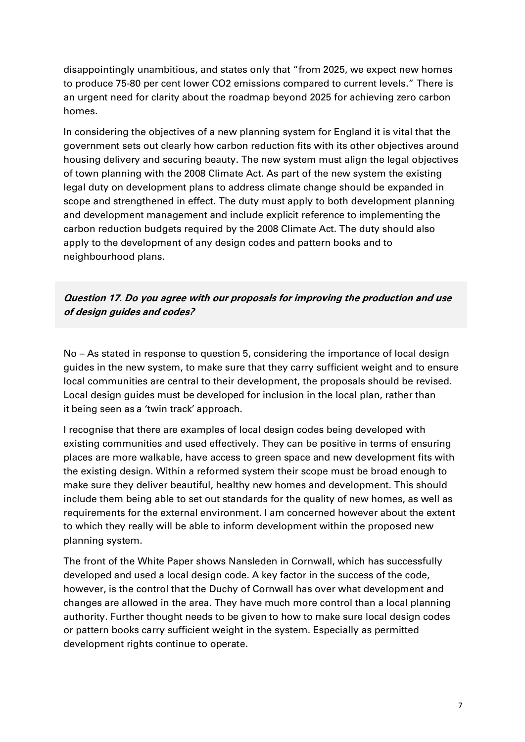disappointingly unambitious, and states only that "from 2025, we expect new homes to produce 75-80 per cent lower $CO_2$ emissions compared to current levels." There is an urgent need for clarity about the roadmap beyond 2025 for achieving zero carbon homes.

In considering the objectives of a new planning system for England it is vital that the government sets out clearly how carbon reduction fits with its other objectives around housing delivery and securing beauty. The new system must align the legal objectives of town planning with the 2008 Climate Act. As part of the new system the existing legal duty on development plans to address climate change should be expanded in scope and strengthened in effect. The duty must apply to both development planning and development management and include explicit reference to implementing the carbon reduction budgets required by the 2008 Climate Act. The duty should also apply to the development of any design codes and pattern books and to neighbourhood plans.

***Question 17. Do you agree with our proposals for improving the production and use of design guides and codes?***

No – As stated in response to question 5, considering the importance of local design guides in the new system, to make sure that they carry sufficient weight and to ensure local communities are central to their development, the proposals should be revised. Local design guides must be developed for inclusion in the local plan, rather than it being seen as a 'twin track' approach.

I recognise that there are examples of local design codes being developed with existing communities and used effectively. They can be positive in terms of ensuring places are more walkable, have access to green space and new development fits with the existing design. Within a reformed system their scope must be broad enough to make sure they deliver beautiful, healthy new homes and development. This should include them being able to set out standards for the quality of new homes, as well as requirements for the external environment. I am concerned however about the extent to which they really will be able to inform development within the proposed new planning system.

The front of the White Paper shows Nansleden in Cornwall, which has successfully developed and used a local design code. A key factor in the success of the code, however, is the control that the Duchy of Cornwall has over what development and changes are allowed in the area. They have much more control than a local planning authority. Further thought needs to be given to how to make sure local design codes or pattern books carry sufficient weight in the system. Especially as permitted development rights continue to operate.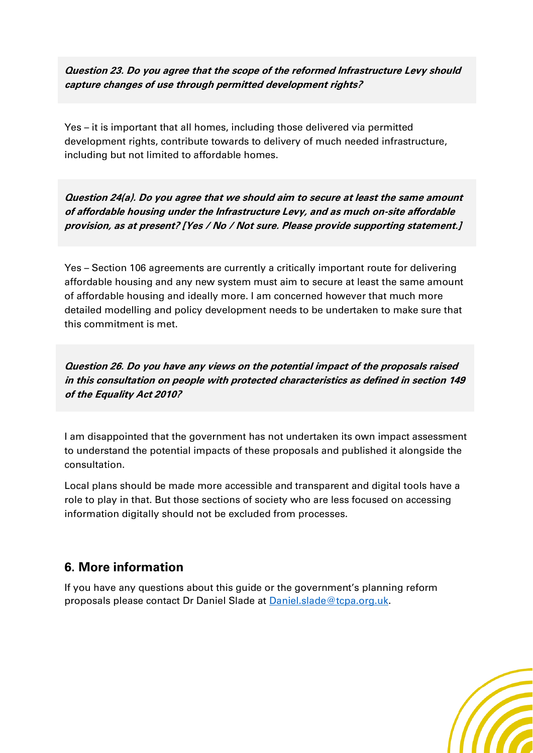***Question 23. Do you agree that the scope of the reformed Infrastructure Levy should capture changes of use through permitted development rights?***

Yes – it is important that all homes, including those delivered via permitted development rights, contribute towards to delivery of much needed infrastructure, including but not limited to affordable homes.

***Question 24(a). Do you agree that we should aim to secure at least the same amount of affordable housing under the Infrastructure Levy, and as much on-site affordable provision, as at present? [Yes / No / Not sure. Please provide supporting statement.]***

Yes – Section 106 agreements are currently a critically important route for delivering affordable housing and any new system must aim to secure at least the same amount of affordable housing and ideally more. I am concerned however that much more detailed modelling and policy development needs to be undertaken to make sure that this commitment is met.

***Question 26. Do you have any views on the potential impact of the proposals raised in this consultation on people with protected characteristics as defined in section 149 of the Equality Act 2010?***

I am disappointed that the government has not undertaken its own impact assessment to understand the potential impacts of these proposals and published it alongside the consultation.

Local plans should be made more accessible and transparent and digital tools have a role to play in that. But those sections of society who are less focused on accessing information digitally should not be excluded from processes.

## 6. More information

If you have any questions about this guide or the government's planning reform proposals please contact Dr Daniel Slade at Daniel.slade@tcpa.org.uk.